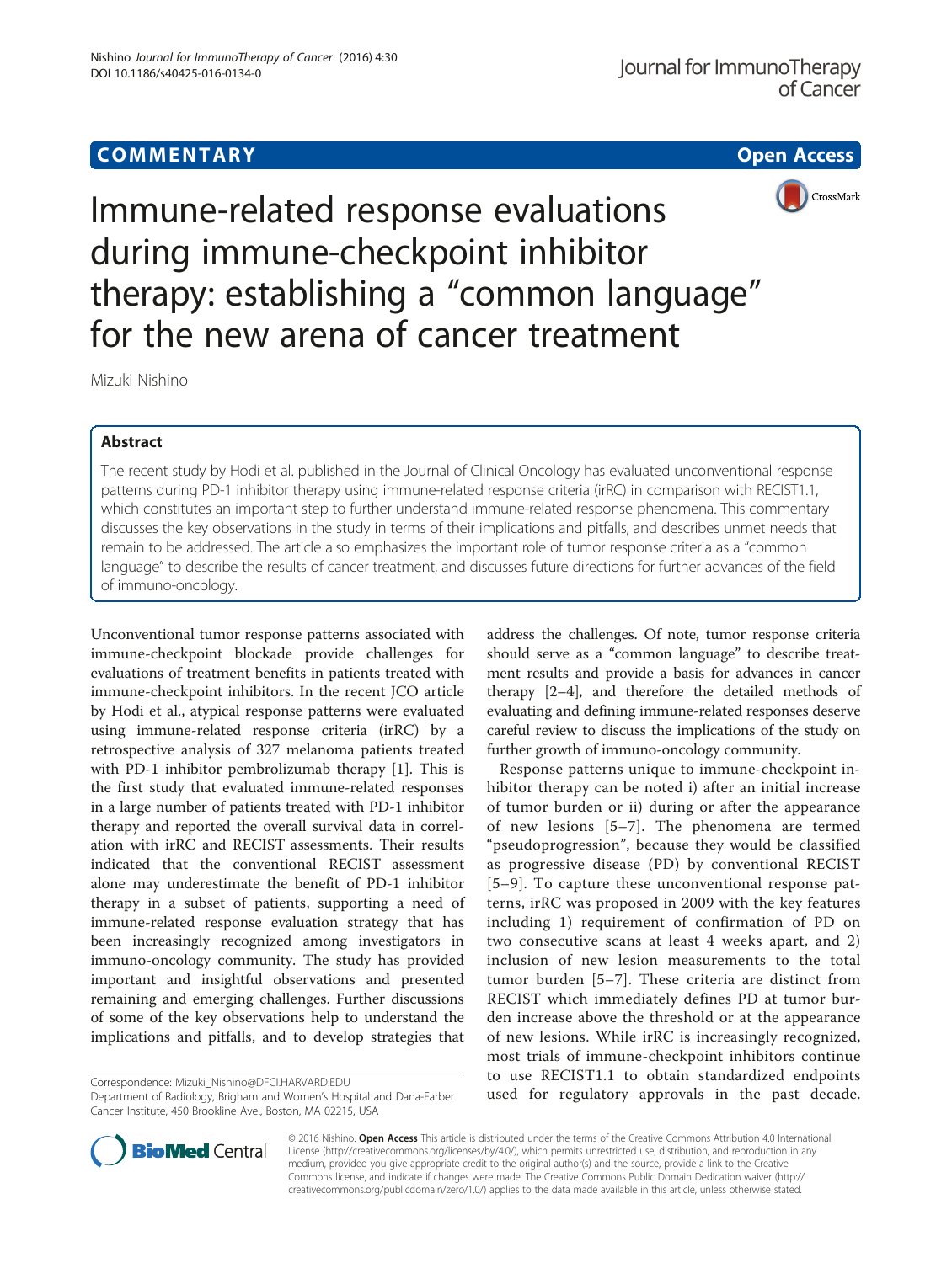COMMENTARY

Open Access

# Immune-related response evaluations during immune-checkpoint inhibitor therapy: establishing a "common language" for the new arena of cancer treatment

Mizuki Nishino

## Abstract

The recent study by Hodi et al. published in the Journal of Clinical Oncology has evaluated unconventional response patterns during PD-1 inhibitor therapy using immune-related response criteria (irRC) in comparison with RECIST1.1, which constitutes an important step to further understand immune-related response phenomena. This commentary discusses the key observations in the study in terms of their implications and pitfalls, and describes unmet needs that remain to be addressed. The article also emphasizes the important role of tumor response criteria as a "common language" to describe the results of cancer treatment, and discusses future directions for further advances of the field of immuno-oncology.

Unconventional tumor response patterns associated with immune-checkpoint blockade provide challenges for evaluations of treatment benefits in patients treated with immune-checkpoint inhibitors. In the recent JCO article by Hodi et al., atypical response patterns were evaluated using immune-related response criteria (irRC) by a retrospective analysis of 327 melanoma patients treated with PD-1 inhibitor pembrolizumab therapy [1]. This is the first study that evaluated immune-related responses in a large number of patients treated with PD-1 inhibitor therapy and reported the overall survival data in correlation with irRC and RECIST assessments. Their results indicated that the conventional RECIST assessment alone may underestimate the benefit of PD-1 inhibitor therapy in a subset of patients, supporting a need of immune-related response evaluation strategy that has been increasingly recognized among investigators in immuno-oncology community. The study has provided important and insightful observations and presented remaining and emerging challenges. Further discussions of some of the key observations help to understand the implications and pitfalls, and to develop strategies that address the challenges. Of note, tumor response criteria should serve as a "common language" to describe treatment results and provide a basis for advances in cancer therapy [2–4], and therefore the detailed methods of evaluating and defining immune-related responses deserve careful review to discuss the implications of the study on further growth of immuno-oncology community.

Response patterns unique to immune-checkpoint inhibitor therapy can be noted i) after an initial increase of tumor burden or ii) during or after the appearance of new lesions [5–7]. The phenomena are termed "pseudoprogression", because they would be classified as progressive disease (PD) by conventional RECIST [5–9]. To capture these unconventional response patterns, irRC was proposed in 2009 with the key features including 1) requirement of confirmation of PD on two consecutive scans at least 4 weeks apart, and 2) inclusion of new lesion measurements to the total tumor burden [5–7]. These criteria are distinct from RECIST which immediately defines PD at tumor burden increase above the threshold or at the appearance of new lesions. While irRC is increasingly recognized, most trials of immune-checkpoint inhibitors continue to use RECIST1.1 to obtain standardized endpoints used for regulatory approvals in the past decade.

Correspondence: Mizuki_Nishino@DFCI.HARVARD.EDU
Department of Radiology, Brigham and Women's Hospital and Dana-Farber Cancer Institute, 450 Brookline Ave., Boston, MA 02215, USA

© 2016 Nishino. **Open Access** This article is distributed under the terms of the Creative Commons Attribution 4.0 International License (http://creativecommons.org/licenses/by/4.0/), which permits unrestricted use, distribution, and reproduction in any medium, provided you give appropriate credit to the original author(s) and the source, provide a link to the Creative Commons license, and indicate if changes were made. The Creative Commons Public Domain Dedication waiver (http://creativecommons.org/publicdomain/zero/1.0/) applies to the data made available in this article, unless otherwise stated.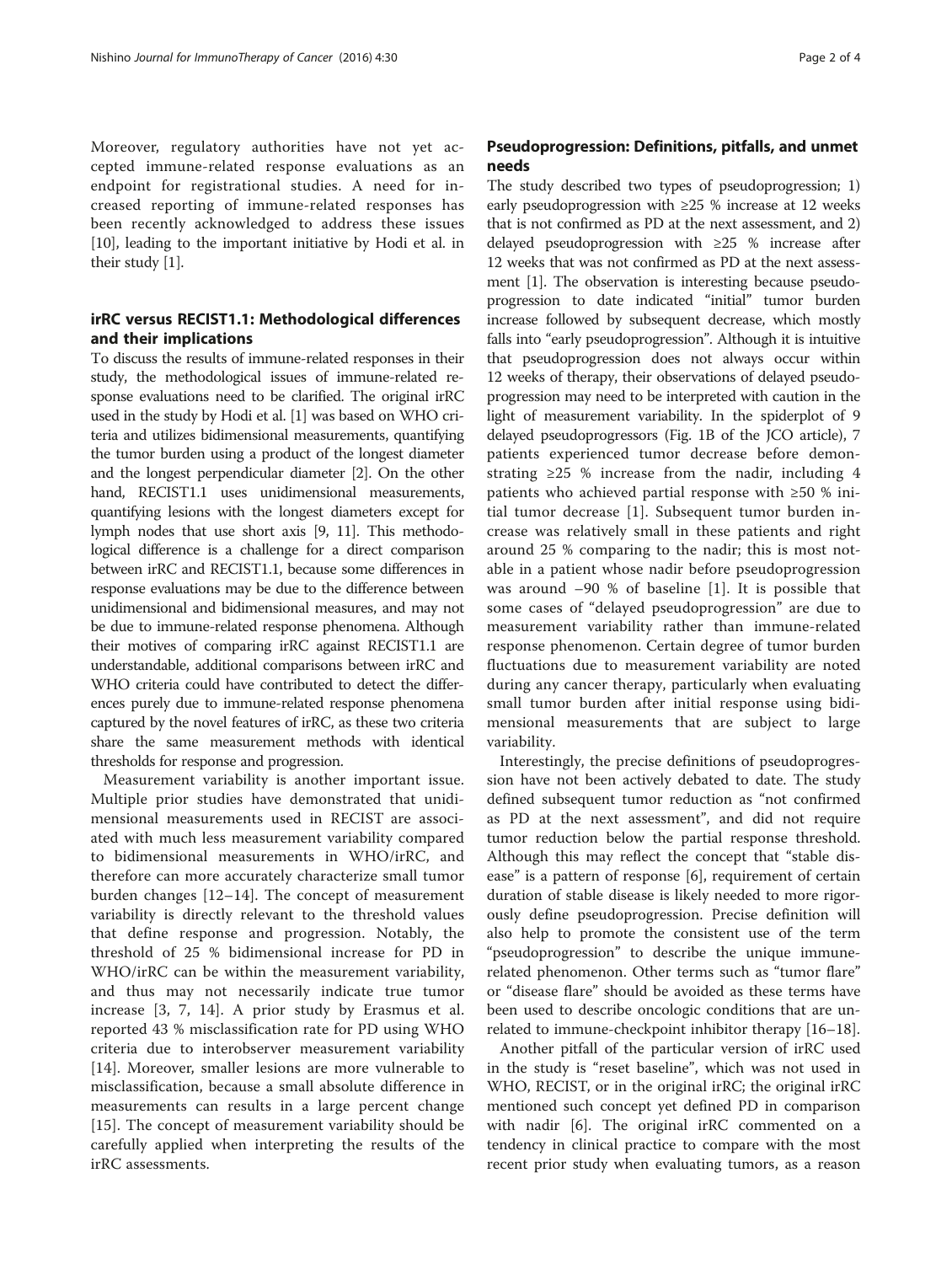Moreover, regulatory authorities have not yet accepted immune-related response evaluations as an endpoint for registrational studies. A need for increased reporting of immune-related responses has been recently acknowledged to address these issues [10], leading to the important initiative by Hodi et al. in their study [1].

## irRC versus RECIST1.1: Methodological differences and their implications

To discuss the results of immune-related responses in their study, the methodological issues of immune-related response evaluations need to be clarified. The original irRC used in the study by Hodi et al. [1] was based on WHO criteria and utilizes bidimensional measurements, quantifying the tumor burden using a product of the longest diameter and the longest perpendicular diameter [2]. On the other hand, RECIST1.1 uses unidimensional measurements, quantifying lesions with the longest diameters except for lymph nodes that use short axis [9, 11]. This methodological difference is a challenge for a direct comparison between irRC and RECIST1.1, because some differences in response evaluations may be due to the difference between unidimensional and bidimensional measures, and may not be due to immune-related response phenomena. Although their motives of comparing irRC against RECIST1.1 are understandable, additional comparisons between irRC and WHO criteria could have contributed to detect the differences purely due to immune-related response phenomena captured by the novel features of irRC, as these two criteria share the same measurement methods with identical thresholds for response and progression.

Measurement variability is another important issue. Multiple prior studies have demonstrated that unidimensional measurements used in RECIST are associated with much less measurement variability compared to bidimensional measurements in WHO/irRC, and therefore can more accurately characterize small tumor burden changes [12–14]. The concept of measurement variability is directly relevant to the threshold values that define response and progression. Notably, the threshold of 25 % bidimensional increase for PD in WHO/irRC can be within the measurement variability, and thus may not necessarily indicate true tumor increase [3, 7, 14]. A prior study by Erasmus et al. reported 43 % misclassification rate for PD using WHO criteria due to interobserver measurement variability [14]. Moreover, smaller lesions are more vulnerable to misclassification, because a small absolute difference in measurements can results in a large percent change [15]. The concept of measurement variability should be carefully applied when interpreting the results of the irRC assessments.

## Pseudoprogression: Definitions, pitfalls, and unmet needs

The study described two types of pseudoprogression; 1) early pseudoprogression with ≥25 % increase at 12 weeks that is not confirmed as PD at the next assessment, and 2) delayed pseudoprogression with ≥25 % increase after 12 weeks that was not confirmed as PD at the next assessment [1]. The observation is interesting because pseudoprogression to date indicated "initial" tumor burden increase followed by subsequent decrease, which mostly falls into "early pseudoprogression". Although it is intuitive that pseudoprogression does not always occur within 12 weeks of therapy, their observations of delayed pseudoprogression may need to be interpreted with caution in the light of measurement variability. In the spiderplot of 9 delayed pseudoprogressors (Fig. 1B of the JCO article), 7 patients experienced tumor decrease before demonstrating ≥25 % increase from the nadir, including 4 patients who achieved partial response with ≥50 % initial tumor decrease [1]. Subsequent tumor burden increase was relatively small in these patients and right around 25 % comparing to the nadir; this is most notable in a patient whose nadir before pseudoprogression was around −90 % of baseline [1]. It is possible that some cases of "delayed pseudoprogression" are due to measurement variability rather than immune-related response phenomenon. Certain degree of tumor burden fluctuations due to measurement variability are noted during any cancer therapy, particularly when evaluating small tumor burden after initial response using bidimensional measurements that are subject to large variability.

Interestingly, the precise definitions of pseudoprogression have not been actively debated to date. The study defined subsequent tumor reduction as "not confirmed as PD at the next assessment", and did not require tumor reduction below the partial response threshold. Although this may reflect the concept that "stable disease" is a pattern of response [6], requirement of certain duration of stable disease is likely needed to more rigorously define pseudoprogression. Precise definition will also help to promote the consistent use of the term "pseudoprogression" to describe the unique immune-related phenomenon. Other terms such as "tumor flare" or "disease flare" should be avoided as these terms have been used to describe oncologic conditions that are unrelated to immune-checkpoint inhibitor therapy [16–18].

Another pitfall of the particular version of irRC used in the study is "reset baseline", which was not used in WHO, RECIST, or in the original irRC; the original irRC mentioned such concept yet defined PD in comparison with nadir [6]. The original irRC commented on a tendency in clinical practice to compare with the most recent prior study when evaluating tumors, as a reason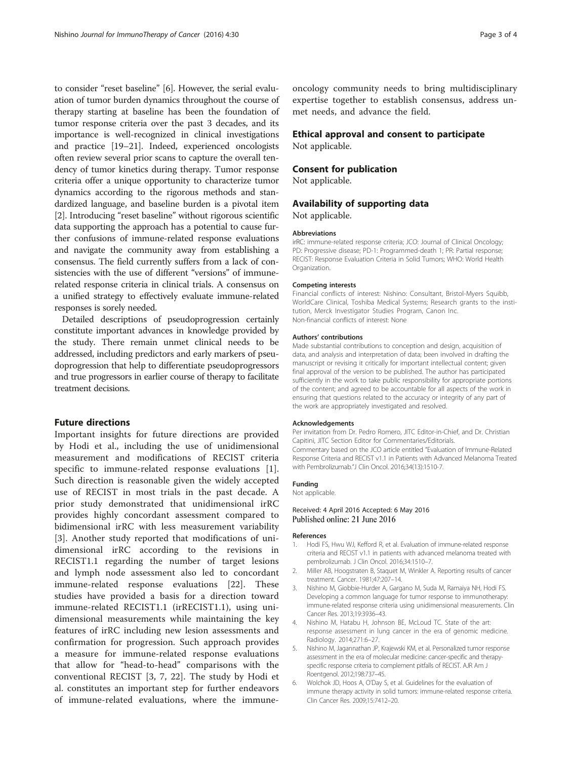to consider "reset baseline" [6]. However, the serial evaluation of tumor burden dynamics throughout the course of therapy starting at baseline has been the foundation of tumor response criteria over the past 3 decades, and its importance is well-recognized in clinical investigations and practice [19–21]. Indeed, experienced oncologists often review several prior scans to capture the overall tendency of tumor kinetics during therapy. Tumor response criteria offer a unique opportunity to characterize tumor dynamics according to the rigorous methods and standardized language, and baseline burden is a pivotal item [2]. Introducing "reset baseline" without rigorous scientific data supporting the approach has a potential to cause further confusions of immune-related response evaluations and navigate the community away from establishing a consensus. The field currently suffers from a lack of consistencies with the use of different "versions" of immune-related response criteria in clinical trials. A consensus on a unified strategy to effectively evaluate immune-related responses is sorely needed.

Detailed descriptions of pseudoprogression certainly constitute important advances in knowledge provided by the study. There remain unmet clinical needs to be addressed, including predictors and early markers of pseudoprogression that help to differentiate pseudoprogressors and true progressors in earlier course of therapy to facilitate treatment decisions.

## Future directions

Important insights for future directions are provided by Hodi et al., including the use of unidimensional measurement and modifications of RECIST criteria specific to immune-related response evaluations [1]. Such direction is reasonable given the widely accepted use of RECIST in most trials in the past decade. A prior study demonstrated that unidimensional irRC provides highly concordant assessment compared to bidimensional irRC with less measurement variability [3]. Another study reported that modifications of unidimensional irRC according to the revisions in RECIST1.1 regarding the number of target lesions and lymph node assessment also led to concordant immune-related response evaluations [22]. These studies have provided a basis for a direction toward immune-related RECIST1.1 (irRECIST1.1), using unidimensional measurements while maintaining the key features of irRC including new lesion assessments and confirmation for progression. Such approach provides a measure for immune-related response evaluations that allow for "head-to-head" comparisons with the conventional RECIST [3, 7, 22]. The study by Hodi et al. constitutes an important step for further endeavors of immune-related evaluations, where the immune-oncology community needs to bring multidisciplinary expertise together to establish consensus, address unmet needs, and advance the field.

## Ethical approval and consent to participate

Not applicable.

## Consent for publication

Not applicable.

## Availability of supporting data

Not applicable.

#### Abbreviations

irRC: immune-related response criteria; JCO: Journal of Clinical Oncology; PD: Progressive disease; PD-1: Programmed-death 1; PR: Partial response; RECIST: Response Evaluation Criteria in Solid Tumors; WHO: World Health Organization.

#### Competing interests

Financial conflicts of interest: Nishino: Consultant, Bristol-Myers Squibb, WorldCare Clinical, Toshiba Medical Systems; Research grants to the institution, Merck Investigator Studies Program, Canon Inc.
Non-financial conflicts of interest: None

#### Authors' contributions

Made substantial contributions to conception and design, acquisition of data, and analysis and interpretation of data; been involved in drafting the manuscript or revising it critically for important intellectual content; given final approval of the version to be published. The author has participated sufficiently in the work to take public responsibility for appropriate portions of the content; and agreed to be accountable for all aspects of the work in ensuring that questions related to the accuracy or integrity of any part of the work are appropriately investigated and resolved.

#### Acknowledgements

Per invitation from Dr. Pedro Romero, JITC Editor-in-Chief, and Dr. Christian Capitini, JITC Section Editor for Commentaries/Editorials.
Commentary based on the JCO article entitled "Evaluation of Immune-Related Response Criteria and RECIST v1.1 in Patients with Advanced Melanoma Treated with Pembrolizumab."J Clin Oncol. 2016;34(13):1510-7.

#### Funding

Not applicable.

Received: 4 April 2016 Accepted: 6 May 2016
Published online: 21 June 2016

#### References

1. Hodi FS, Hwu WJ, Kefford R, et al. Evaluation of immune-related response criteria and RECIST v1.1 in patients with advanced melanoma treated with pembrolizumab. J Clin Oncol. 2016;34:1510–7.
2. Miller AB, Hoogstraten B, Staquet M, Winkler A. Reporting results of cancer treatment. Cancer. 1981;47:207–14.
3. Nishino M, Giobbie-Hurder A, Gargano M, Suda M, Ramaiya NH, Hodi FS. Developing a common language for tumor response to immunotherapy: immune-related response criteria using unidimensional measurements. Clin Cancer Res. 2013;19:3936–43.
4. Nishino M, Hatabu H, Johnson BE, McLoud TC. State of the art: response assessment in lung cancer in the era of genomic medicine. Radiology. 2014;271:6–27.
5. Nishino M, Jagannathan JP, Krajewski KM, et al. Personalized tumor response assessment in the era of molecular medicine: cancer-specific and therapy-specific response criteria to complement pitfalls of RECIST. AJR Am J Roentgenol. 2012;198:737–45.
6. Wolchok JD, Hoos A, O'Day S, et al. Guidelines for the evaluation of immune therapy activity in solid tumors: immune-related response criteria. Clin Cancer Res. 2009;15:7412–20.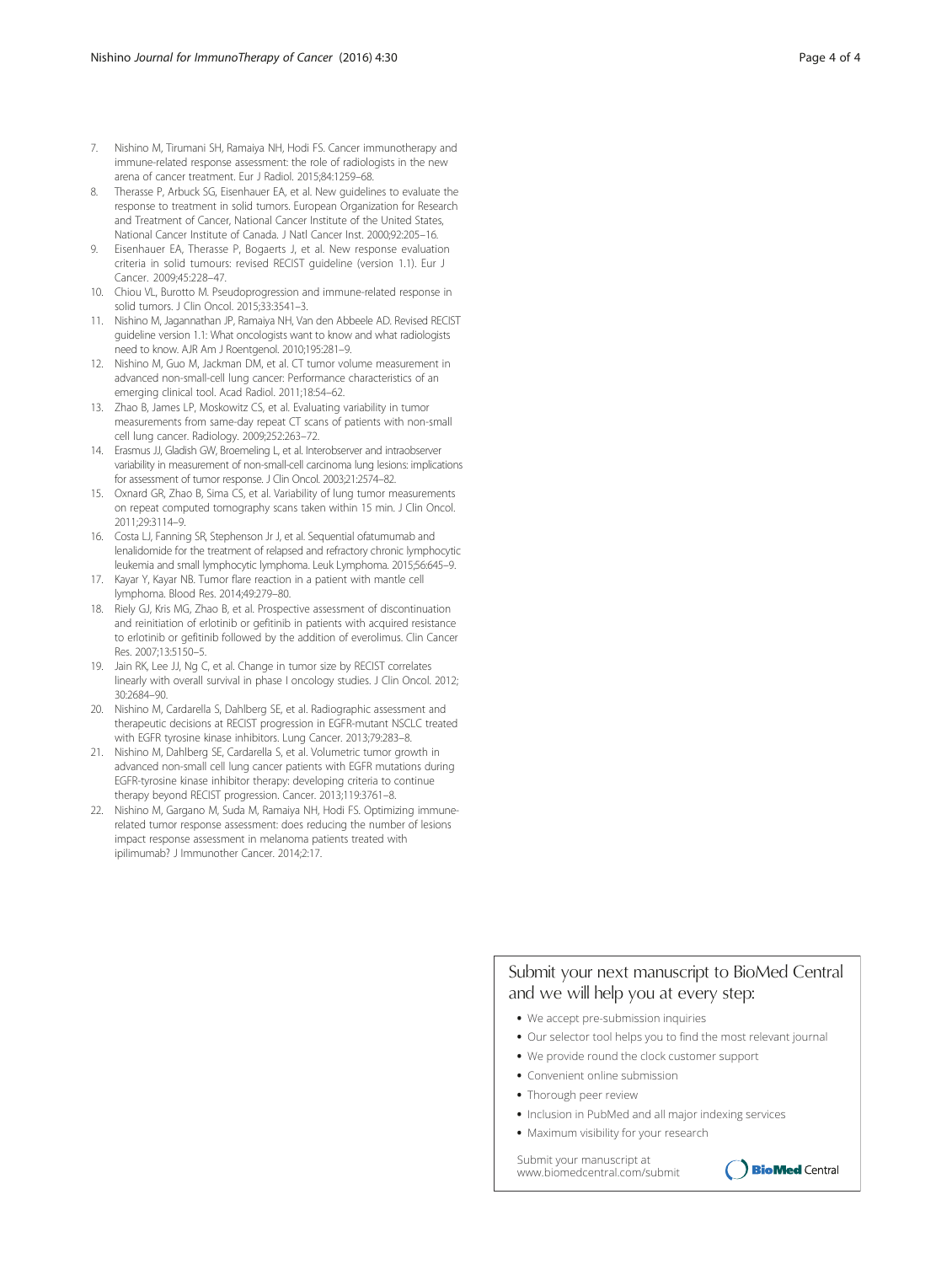7. Nishino M, Tirumani SH, Ramaiya NH, Hodi FS. Cancer immunotherapy and immune-related response assessment: the role of radiologists in the new arena of cancer treatment. Eur J Radiol. 2015;84:1259–68.
8. Therasse P, Arbuck SG, Eisenhauer EA, et al. New guidelines to evaluate the response to treatment in solid tumors. European Organization for Research and Treatment of Cancer, National Cancer Institute of the United States, National Cancer Institute of Canada. J Natl Cancer Inst. 2000;92:205–16.
9. Eisenhauer EA, Therasse P, Bogaerts J, et al. New response evaluation criteria in solid tumours: revised RECIST guideline (version 1.1). Eur J Cancer. 2009;45:228–47.
10. Chiou VL, Burotto M. Pseudoprogression and immune-related response in solid tumors. J Clin Oncol. 2015;33:3541–3.
11. Nishino M, Jagannathan JP, Ramaiya NH, Van den Abbeele AD. Revised RECIST guideline version 1.1: What oncologists want to know and what radiologists need to know. AJR Am J Roentgenol. 2010;195:281–9.
12. Nishino M, Guo M, Jackman DM, et al. CT tumor volume measurement in advanced non-small-cell lung cancer: Performance characteristics of an emerging clinical tool. Acad Radiol. 2011;18:54–62.
13. Zhao B, James LP, Moskowitz CS, et al. Evaluating variability in tumor measurements from same-day repeat CT scans of patients with non-small cell lung cancer. Radiology. 2009;252:263–72.
14. Erasmus JJ, Gladish GW, Broemeling L, et al. Interobserver and intraobserver variability in measurement of non-small-cell carcinoma lung lesions: implications for assessment of tumor response. J Clin Oncol. 2003;21:2574–82.
15. Oxnard GR, Zhao B, Sima CS, et al. Variability of lung tumor measurements on repeat computed tomography scans taken within 15 min. J Clin Oncol. 2011;29:3114–9.
16. Costa LJ, Fanning SR, Stephenson Jr J, et al. Sequential ofatumumab and lenalidomide for the treatment of relapsed and refractory chronic lymphocytic leukemia and small lymphocytic lymphoma. Leuk Lymphoma. 2015;56:645–9.
17. Kayar Y, Kayar NB. Tumor flare reaction in a patient with mantle cell lymphoma. Blood Res. 2014;49:279–80.
18. Riely GJ, Kris MG, Zhao B, et al. Prospective assessment of discontinuation and reinitiation of erlotinib or gefitinib in patients with acquired resistance to erlotinib or gefitinib followed by the addition of everolimus. Clin Cancer Res. 2007;13:5150–5.
19. Jain RK, Lee JJ, Ng C, et al. Change in tumor size by RECIST correlates linearly with overall survival in phase I oncology studies. J Clin Oncol. 2012; 30:2684–90.
20. Nishino M, Cardarella S, Dahlberg SE, et al. Radiographic assessment and therapeutic decisions at RECIST progression in EGFR-mutant NSCLC treated with EGFR tyrosine kinase inhibitors. Lung Cancer. 2013;79:283–8.
21. Nishino M, Dahlberg SE, Cardarella S, et al. Volumetric tumor growth in advanced non-small cell lung cancer patients with EGFR mutations during EGFR-tyrosine kinase inhibitor therapy: developing criteria to continue therapy beyond RECIST progression. Cancer. 2013;119:3761–8.
22. Nishino M, Gargano M, Suda M, Ramaiya NH, Hodi FS. Optimizing immune-related tumor response assessment: does reducing the number of lesions impact response assessment in melanoma patients treated with ipilimumab? J Immunother Cancer. 2014;2:17.

Submit your next manuscript to BioMed Central and we will help you at every step:

- We accept pre-submission inquiries
- Our selector tool helps you to find the most relevant journal
- We provide round the clock customer support
- Convenient online submission
- Thorough peer review
- Inclusion in PubMed and all major indexing services
- Maximum visibility for your research

Submit your manuscript at www.biomedcentral.com/submit

BioMed Central